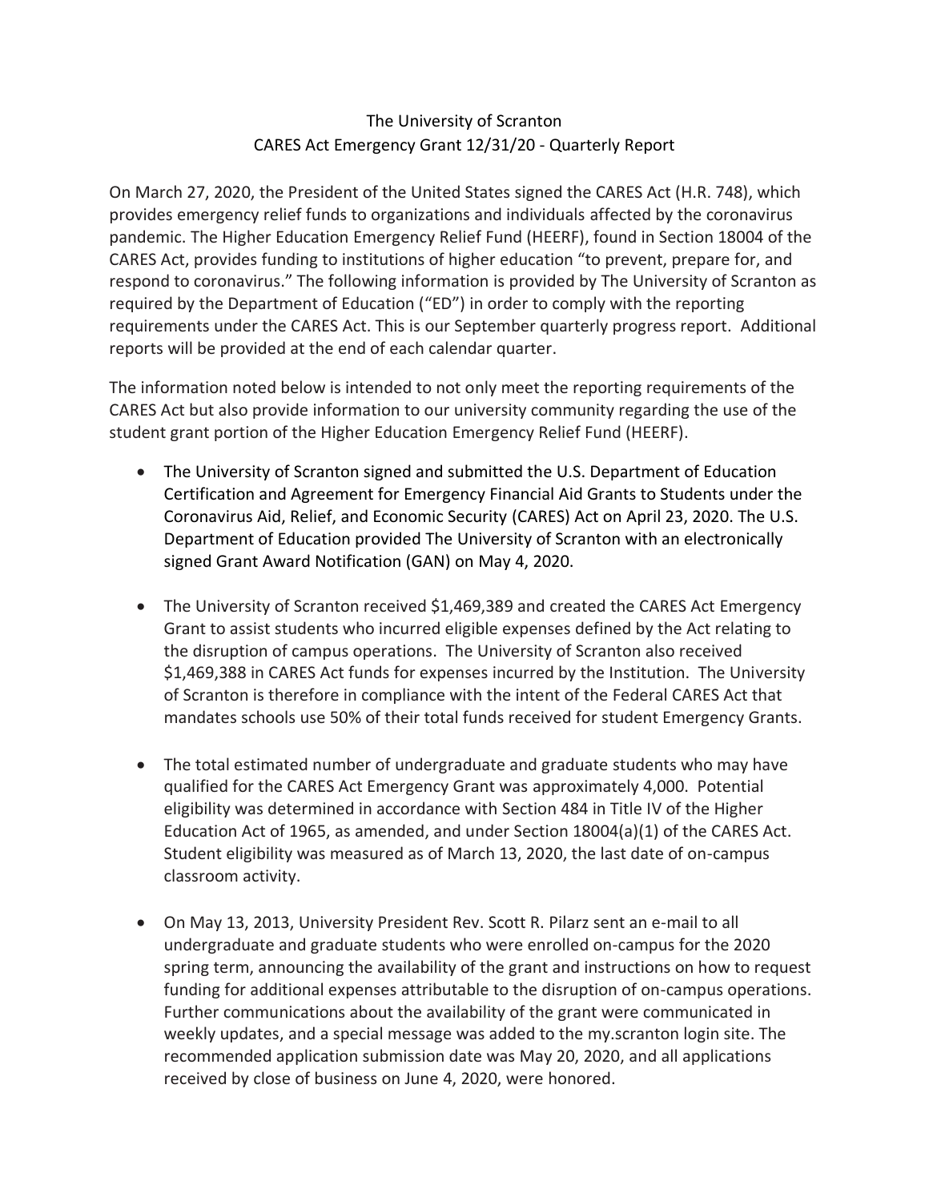The University of Scranton
CARES Act Emergency Grant 12/31/20 - Quarterly Report

On March 27, 2020, the President of the United States signed the CARES Act (H.R. 748), which provides emergency relief funds to organizations and individuals affected by the coronavirus pandemic. The Higher Education Emergency Relief Fund (HEERF), found in Section 18004 of the CARES Act, provides funding to institutions of higher education "to prevent, prepare for, and respond to coronavirus." The following information is provided by The University of Scranton as required by the Department of Education ("ED") in order to comply with the reporting requirements under the CARES Act. This is our September quarterly progress report. Additional reports will be provided at the end of each calendar quarter.

The information noted below is intended to not only meet the reporting requirements of the CARES Act but also provide information to our university community regarding the use of the student grant portion of the Higher Education Emergency Relief Fund (HEERF).

- The University of Scranton signed and submitted the U.S. Department of Education Certification and Agreement for Emergency Financial Aid Grants to Students under the Coronavirus Aid, Relief, and Economic Security (CARES) Act on April 23, 2020. The U.S. Department of Education provided The University of Scranton with an electronically signed Grant Award Notification (GAN) on May 4, 2020.

- The University of Scranton received $1,469,389 and created the CARES Act Emergency Grant to assist students who incurred eligible expenses defined by the Act relating to the disruption of campus operations. The University of Scranton also received $1,469,388 in CARES Act funds for expenses incurred by the Institution. The University of Scranton is therefore in compliance with the intent of the Federal CARES Act that mandates schools use 50% of their total funds received for student Emergency Grants.

- The total estimated number of undergraduate and graduate students who may have qualified for the CARES Act Emergency Grant was approximately 4,000. Potential eligibility was determined in accordance with Section 484 in Title IV of the Higher Education Act of 1965, as amended, and under Section 18004(a)(1) of the CARES Act. Student eligibility was measured as of March 13, 2020, the last date of on-campus classroom activity.

- On May 13, 2013, University President Rev. Scott R. Pilarz sent an e-mail to all undergraduate and graduate students who were enrolled on-campus for the 2020 spring term, announcing the availability of the grant and instructions on how to request funding for additional expenses attributable to the disruption of on-campus operations. Further communications about the availability of the grant were communicated in weekly updates, and a special message was added to the my.scranton login site. The recommended application submission date was May 20, 2020, and all applications received by close of business on June 4, 2020, were honored.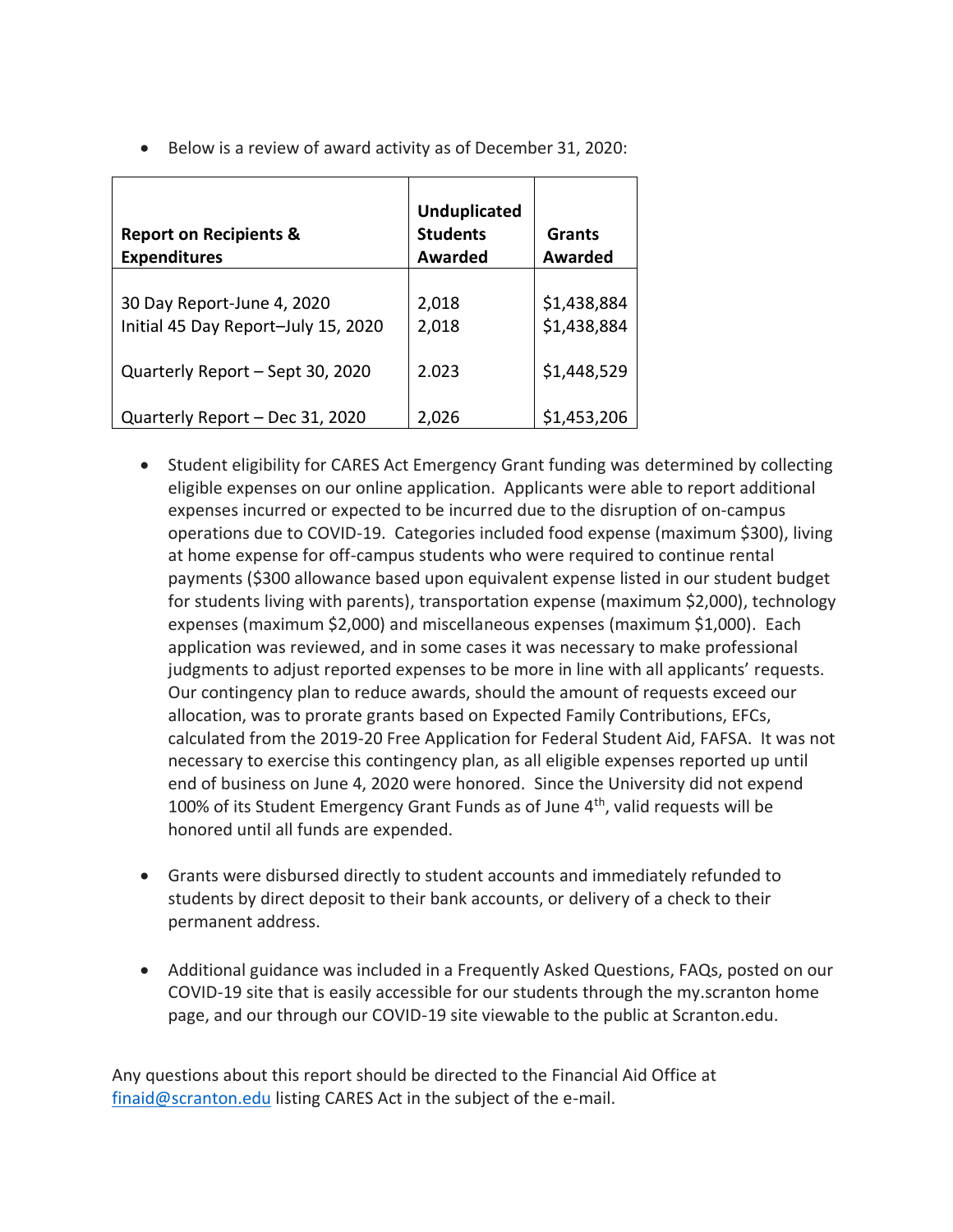- Below is a review of award activity as of December 31, 2020:

| Report on Recipients & Expenditures | Unduplicated Students Awarded | Grants Awarded |
|---|---|---|
| 30 Day Report-June 4, 2020 | 2,018 | $1,438,884 |
| Initial 45 Day Report–July 15, 2020 | 2,018 | $1,438,884 |
| Quarterly Report – Sept 30, 2020 | 2.023 | $1,448,529 |
| Quarterly Report – Dec 31, 2020 | 2,026 | $1,453,206 |

- Student eligibility for CARES Act Emergency Grant funding was determined by collecting eligible expenses on our online application. Applicants were able to report additional expenses incurred or expected to be incurred due to the disruption of on-campus operations due to COVID-19. Categories included food expense (maximum $300), living at home expense for off-campus students who were required to continue rental payments ($300 allowance based upon equivalent expense listed in our student budget for students living with parents), transportation expense (maximum $2,000), technology expenses (maximum $2,000) and miscellaneous expenses (maximum $1,000). Each application was reviewed, and in some cases it was necessary to make professional judgments to adjust reported expenses to be more in line with all applicants' requests. Our contingency plan to reduce awards, should the amount of requests exceed our allocation, was to prorate grants based on Expected Family Contributions, EFCs, calculated from the 2019-20 Free Application for Federal Student Aid, FAFSA. It was not necessary to exercise this contingency plan, as all eligible expenses reported up until end of business on June 4, 2020 were honored. Since the University did not expend 100% of its Student Emergency Grant Funds as of June 4th, valid requests will be honored until all funds are expended.

- Grants were disbursed directly to student accounts and immediately refunded to students by direct deposit to their bank accounts, or delivery of a check to their permanent address.

- Additional guidance was included in a Frequently Asked Questions, FAQs, posted on our COVID-19 site that is easily accessible for our students through the my.scranton home page, and our through our COVID-19 site viewable to the public at Scranton.edu.

Any questions about this report should be directed to the Financial Aid Office at finaid@scranton.edu listing CARES Act in the subject of the e-mail.